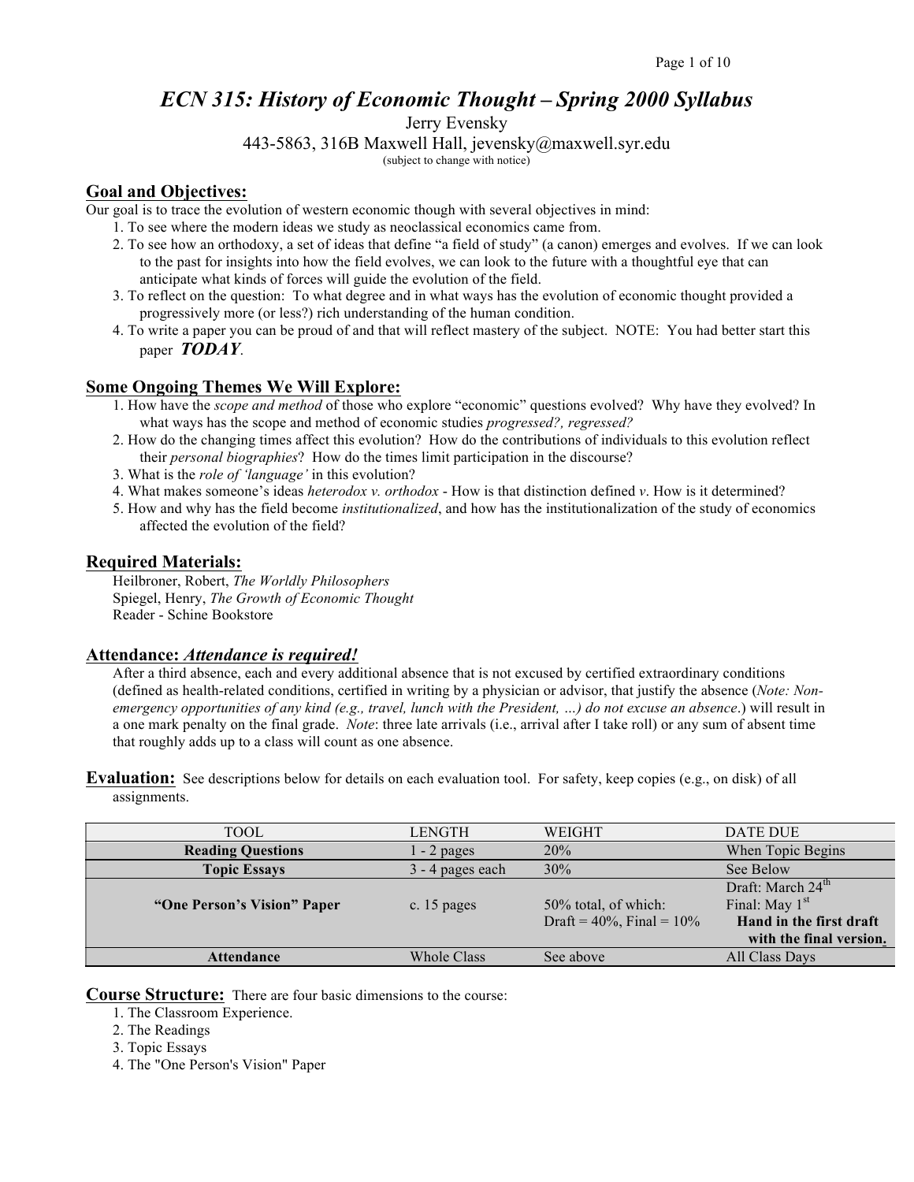# *ECN 315: History of Economic Thought – Spring 2000 Syllabus*

Jerry Evensky

443-5863, 316B Maxwell Hall, jevensky@maxwell.syr.edu

(subject to change with notice)

## Goal and Objectives:

Our goal is to trace the evolution of western economic though with several objectives in mind:

1. To see where the modern ideas we study as neoclassical economics came from.
2. To see how an orthodoxy, a set of ideas that define "a field of study" (a canon) emerges and evolves. If we can look to the past for insights into how the field evolves, we can look to the future with a thoughtful eye that can anticipate what kinds of forces will guide the evolution of the field.
3. To reflect on the question: To what degree and in what ways has the evolution of economic thought provided a progressively more (or less?) rich understanding of the human condition.
4. To write a paper you can be proud of and that will reflect mastery of the subject. NOTE: You had better start this paper ***TODAY***.

## Some Ongoing Themes We Will Explore:

1. How have the *scope and method* of those who explore "economic" questions evolved? Why have they evolved? In what ways has the scope and method of economic studies *progressed?, regressed?*
2. How do the changing times affect this evolution? How do the contributions of individuals to this evolution reflect their *personal biographies*? How do the times limit participation in the discourse?
3. What is the *role of 'language'* in this evolution?
4. What makes someone's ideas *heterodox v. orthodox* - How is that distinction defined *v*. How is it determined?
5. How and why has the field become *institutionalized*, and how has the institutionalization of the study of economics affected the evolution of the field?

## Required Materials:

Heilbroner, Robert, *The Worldly Philosophers*
Spiegel, Henry, *The Growth of Economic Thought*
Reader - Schine Bookstore

## Attendance: *Attendance is required!*

After a third absence, each and every additional absence that is not excused by certified extraordinary conditions (defined as health-related conditions, certified in writing by a physician or advisor, that justify the absence (*Note: Non-emergency opportunities of any kind (e.g., travel, lunch with the President, …) do not excuse an absence*.) will result in a one mark penalty on the final grade. *Note*: three late arrivals (i.e., arrival after I take roll) or any sum of absent time that roughly adds up to a class will count as one absence.

## Evaluation:

See descriptions below for details on each evaluation tool. For safety, keep copies (e.g., on disk) of all assignments.

| TOOL | LENGTH | WEIGHT | DATE DUE |
|---|---|---|---|
| **Reading Questions** | 1 - 2 pages | 20% | When Topic Begins |
| **Topic Essays** | 3 - 4 pages each | 30% | See Below |
| **"One Person's Vision" Paper** | c. 15 pages | 50% total, of which: Draft = 40%, Final = 10% | Draft: March 24th Final: May 1st **Hand in the first draft with the final version.** |
| **Attendance** | Whole Class | See above | All Class Days |

## Course Structure:

There are four basic dimensions to the course:

1. The Classroom Experience.
2. The Readings
3. Topic Essays
4. The "One Person's Vision" Paper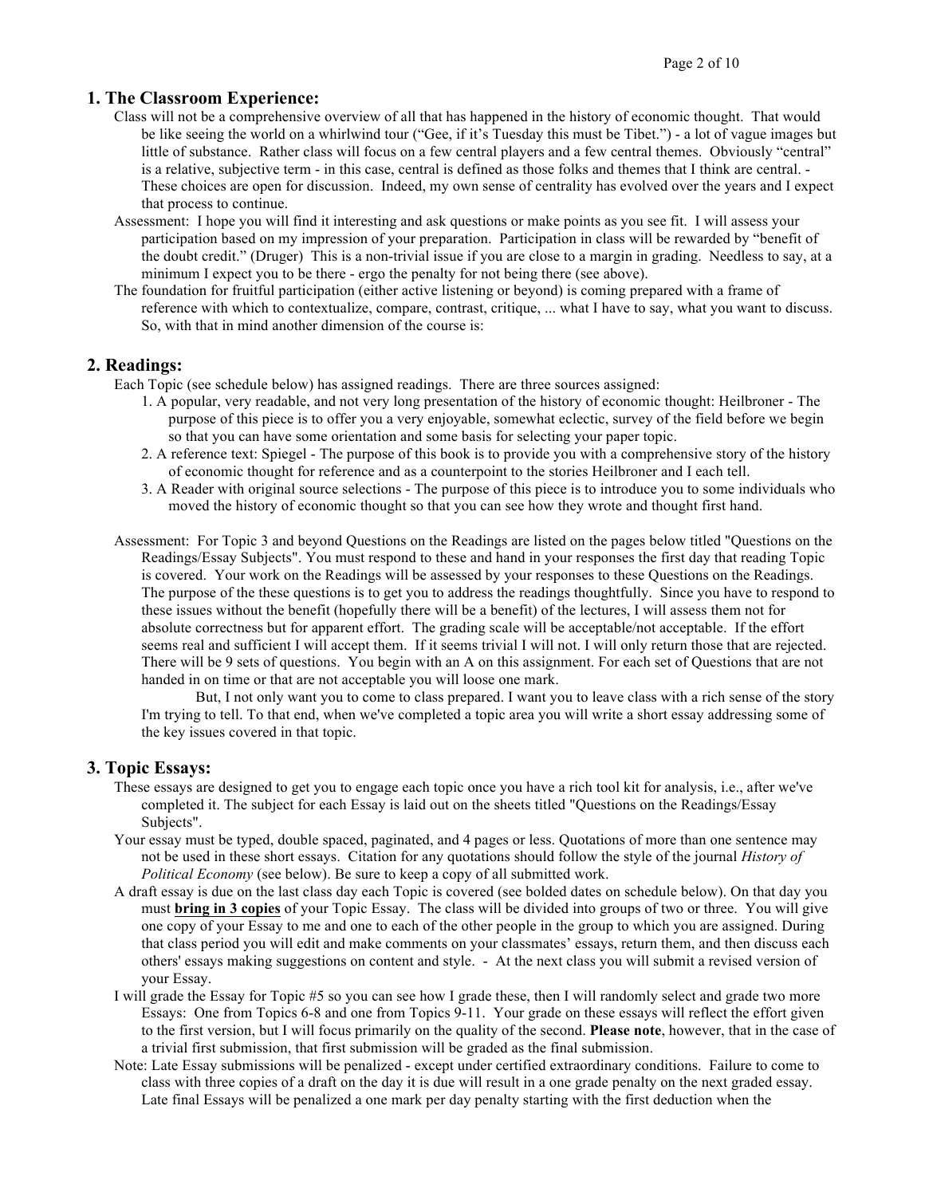## 1. The Classroom Experience:

Class will not be a comprehensive overview of all that has happened in the history of economic thought. That would be like seeing the world on a whirlwind tour ("Gee, if it's Tuesday this must be Tibet.") - a lot of vague images but little of substance. Rather class will focus on a few central players and a few central themes. Obviously "central" is a relative, subjective term - in this case, central is defined as those folks and themes that I think are central. - These choices are open for discussion. Indeed, my own sense of centrality has evolved over the years and I expect that process to continue.

Assessment: I hope you will find it interesting and ask questions or make points as you see fit. I will assess your participation based on my impression of your preparation. Participation in class will be rewarded by "benefit of the doubt credit." (Druger) This is a non-trivial issue if you are close to a margin in grading. Needless to say, at a minimum I expect you to be there - ergo the penalty for not being there (see above).

The foundation for fruitful participation (either active listening or beyond) is coming prepared with a frame of reference with which to contextualize, compare, contrast, critique, ... what I have to say, what you want to discuss. So, with that in mind another dimension of the course is:

## 2. Readings:

Each Topic (see schedule below) has assigned readings. There are three sources assigned:

1. A popular, very readable, and not very long presentation of the history of economic thought: Heilbroner - The purpose of this piece is to offer you a very enjoyable, somewhat eclectic, survey of the field before we begin so that you can have some orientation and some basis for selecting your paper topic.
2. A reference text: Spiegel - The purpose of this book is to provide you with a comprehensive story of the history of economic thought for reference and as a counterpoint to the stories Heilbroner and I each tell.
3. A Reader with original source selections - The purpose of this piece is to introduce you to some individuals who moved the history of economic thought so that you can see how they wrote and thought first hand.

Assessment: For Topic 3 and beyond Questions on the Readings are listed on the pages below titled "Questions on the Readings/Essay Subjects". You must respond to these and hand in your responses the first day that reading Topic is covered. Your work on the Readings will be assessed by your responses to these Questions on the Readings. The purpose of the these questions is to get you to address the readings thoughtfully. Since you have to respond to these issues without the benefit (hopefully there will be a benefit) of the lectures, I will assess them not for absolute correctness but for apparent effort. The grading scale will be acceptable/not acceptable. If the effort seems real and sufficient I will accept them. If it seems trivial I will not. I will only return those that are rejected. There will be 9 sets of questions. You begin with an A on this assignment. For each set of Questions that are not handed in on time or that are not acceptable you will loose one mark.

But, I not only want you to come to class prepared. I want you to leave class with a rich sense of the story I'm trying to tell. To that end, when we've completed a topic area you will write a short essay addressing some of the key issues covered in that topic.

## 3. Topic Essays:

These essays are designed to get you to engage each topic once you have a rich tool kit for analysis, i.e., after we've completed it. The subject for each Essay is laid out on the sheets titled "Questions on the Readings/Essay Subjects".

Your essay must be typed, double spaced, paginated, and 4 pages or less. Quotations of more than one sentence may not be used in these short essays. Citation for any quotations should follow the style of the journal *History of Political Economy* (see below). Be sure to keep a copy of all submitted work.

A draft essay is due on the last class day each Topic is covered (see bolded dates on schedule below). On that day you must **bring in 3 copies** of your Topic Essay. The class will be divided into groups of two or three. You will give one copy of your Essay to me and one to each of the other people in the group to which you are assigned. During that class period you will edit and make comments on your classmates' essays, return them, and then discuss each others' essays making suggestions on content and style. - At the next class you will submit a revised version of your Essay.

I will grade the Essay for Topic #5 so you can see how I grade these, then I will randomly select and grade two more Essays: One from Topics 6-8 and one from Topics 9-11. Your grade on these essays will reflect the effort given to the first version, but I will focus primarily on the quality of the second. **Please note**, however, that in the case of a trivial first submission, that first submission will be graded as the final submission.

Note: Late Essay submissions will be penalized - except under certified extraordinary conditions. Failure to come to class with three copies of a draft on the day it is due will result in a one grade penalty on the next graded essay. Late final Essays will be penalized a one mark per day penalty starting with the first deduction when the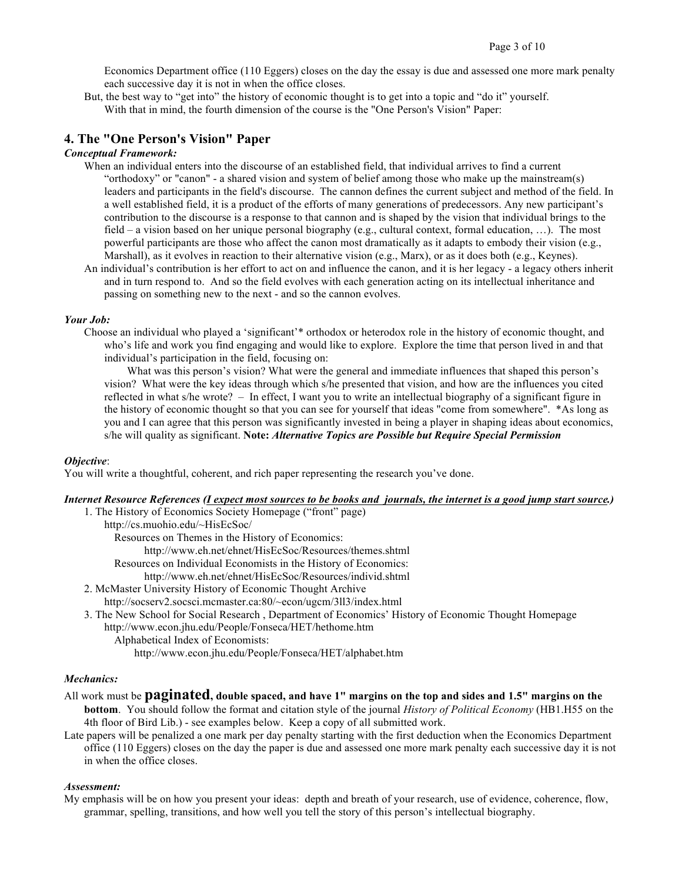Economics Department office (110 Eggers) closes on the day the essay is due and assessed one more mark penalty each successive day it is not in when the office closes.

But, the best way to "get into" the history of economic thought is to get into a topic and "do it" yourself.
With that in mind, the fourth dimension of the course is the "One Person's Vision" Paper:

## 4. The "One Person's Vision" Paper

***Conceptual Framework:***

When an individual enters into the discourse of an established field, that individual arrives to find a current "orthodoxy" or "canon" - a shared vision and system of belief among those who make up the mainstream(s) leaders and participants in the field's discourse. The cannon defines the current subject and method of the field. In a well established field, it is a product of the efforts of many generations of predecessors. Any new participant's contribution to the discourse is a response to that cannon and is shaped by the vision that individual brings to the field – a vision based on her unique personal biography (e.g., cultural context, formal education, …). The most powerful participants are those who affect the canon most dramatically as it adapts to embody their vision (e.g., Marshall), as it evolves in reaction to their alternative vision (e.g., Marx), or as it does both (e.g., Keynes).

An individual's contribution is her effort to act on and influence the canon, and it is her legacy - a legacy others inherit and in turn respond to. And so the field evolves with each generation acting on its intellectual inheritance and passing on something new to the next - and so the cannon evolves.

***Your Job:***

Choose an individual who played a 'significant'* orthodox or heterodox role in the history of economic thought, and who's life and work you find engaging and would like to explore. Explore the time that person lived in and that individual's participation in the field, focusing on:

What was this person's vision? What were the general and immediate influences that shaped this person's vision? What were the key ideas through which s/he presented that vision, and how are the influences you cited reflected in what s/he wrote? – In effect, I want you to write an intellectual biography of a significant figure in the history of economic thought so that you can see for yourself that ideas "come from somewhere". *As long as you and I can agree that this person was significantly invested in being a player in shaping ideas about economics, s/he will quality as significant. **Note:** ***Alternative Topics are Possible but Require Special Permission***

***Objective***:

You will write a thoughtful, coherent, and rich paper representing the research you've done.

***Internet Resource References (<u>I expect most sources to be books and journals, the internet is a good jump start source</u>.)***

1. The History of Economics Society Homepage ("front" page)
   http://cs.muohio.edu/~HisEcSoc/
   - Resources on Themes in the History of Economics:
     http://www.eh.net/ehnet/HisEcSoc/Resources/themes.shtml
   - Resources on Individual Economists in the History of Economics:
     http://www.eh.net/ehnet/HisEcSoc/Resources/individ.shtml
2. McMaster University History of Economic Thought Archive
   http://socserv2.socsci.mcmaster.ca:80/~econ/ugcm/3ll3/index.html
3. The New School for Social Research , Department of Economics' History of Economic Thought Homepage
   http://www.econ.jhu.edu/People/Fonseca/HET/hethome.htm
   - Alphabetical Index of Economists:
     http://www.econ.jhu.edu/People/Fonseca/HET/alphabet.htm

***Mechanics:***

All work must be **paginated, double spaced, and have 1" margins on the top and sides and 1.5" margins on the bottom**. You should follow the format and citation style of the journal *History of Political Economy* (HB1.H55 on the 4th floor of Bird Lib.) - see examples below. Keep a copy of all submitted work.

Late papers will be penalized a one mark per day penalty starting with the first deduction when the Economics Department office (110 Eggers) closes on the day the paper is due and assessed one more mark penalty each successive day it is not in when the office closes.

***Assessment:***

My emphasis will be on how you present your ideas: depth and breath of your research, use of evidence, coherence, flow, grammar, spelling, transitions, and how well you tell the story of this person's intellectual biography.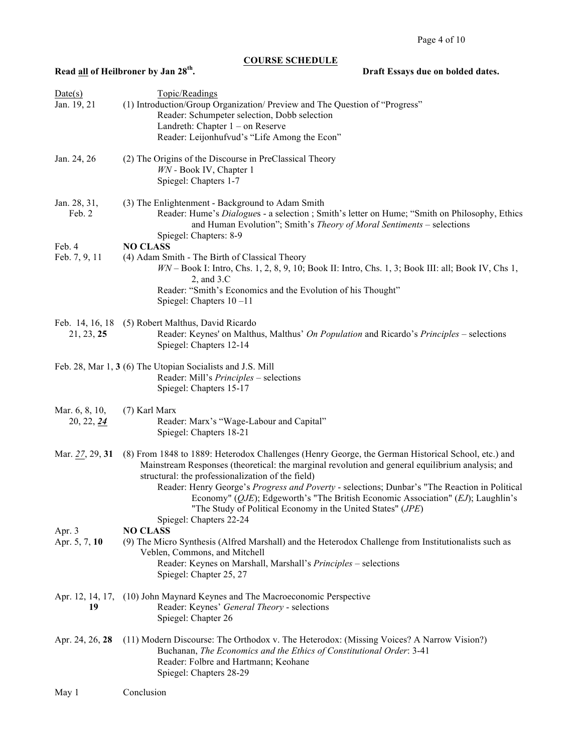## COURSE SCHEDULE

**Read <u>all</u> of Heilbroner by Jan 28th.** **Draft Essays due on bolded dates.**

| <u>Date(s)</u> | <u>Topic/Readings</u> |
|---|---|
| Jan. 19, 21 | (1) Introduction/Group Organization/ Preview and The Question of "Progress"<br>Reader: Schumpeter selection, Dobb selection<br>Landreth: Chapter 1 – on Reserve<br>Reader: Leijonhufvud's "Life Among the Econ" |
| Jan. 24, 26 | (2) The Origins of the Discourse in PreClassical Theory<br>*WN* - Book IV, Chapter 1<br>Spiegel: Chapters 1-7 |
| Jan. 28, 31, Feb. 2 | (3) The Enlightenment - Background to Adam Smith<br>Reader: Hume's *Dialogues* - a selection ; Smith's letter on Hume; "Smith on Philosophy, Ethics and Human Evolution"; Smith's *Theory of Moral Sentiments* – selections<br>Spiegel: Chapters: 8-9 |
| Feb. 4 | **NO CLASS** |
| Feb. 7, 9, 11 | (4) Adam Smith - The Birth of Classical Theory<br>*WN* – Book I: Intro, Chs. 1, 2, 8, 9, 10; Book II: Intro, Chs. 1, 3; Book III: all; Book IV, Chs 1, 2, and 3.C<br>Reader: "Smith's Economics and the Evolution of his Thought"<br>Spiegel: Chapters 10 –11 |
| Feb. 14, 16, 18 21, 23, **25** | (5) Robert Malthus, David Ricardo<br>Reader: Keynes' on Malthus, Malthus' *On Population* and Ricardo's *Principles* – selections<br>Spiegel: Chapters 12-14 |
| Feb. 28, Mar 1, **3** | (6) The Utopian Socialists and J.S. Mill<br>Reader: Mill's *Principles* – selections<br>Spiegel: Chapters 15-17 |
| Mar. 6, 8, 10, 20, 22, ***<u>24</u>*** | (7) Karl Marx<br>Reader: Marx's "Wage-Labour and Capital"<br>Spiegel: Chapters 18-21 |
| Mar. *<u>27</u>*, 29, **31** | (8) From 1848 to 1889: Heterodox Challenges (Henry George, the German Historical School, etc.) and Mainstream Responses (theoretical: the marginal revolution and general equilibrium analysis; and structural: the professionalization of the field)<br>Reader: Henry George's *Progress and Poverty* - selections; Dunbar's "The Reaction in Political Economy" (*QJE*); Edgeworth's "The British Economic Association" (*EJ*); Laughlin's "The Study of Political Economy in the United States" (*JPE*)<br>Spiegel: Chapters 22-24 |
| Apr. 3 | **NO CLASS** |
| Apr. 5, 7, **10** | (9) The Micro Synthesis (Alfred Marshall) and the Heterodox Challenge from Institutionalists such as Veblen, Commons, and Mitchell<br>Reader: Keynes on Marshall, Marshall's *Principles* – selections<br>Spiegel: Chapter 25, 27 |
| Apr. 12, 14, 17, **19** | (10) John Maynard Keynes and The Macroeconomic Perspective<br>Reader: Keynes' *General Theory* - selections<br>Spiegel: Chapter 26 |
| Apr. 24, 26, **28** | (11) Modern Discourse: The Orthodox v. The Heterodox: (Missing Voices? A Narrow Vision?)<br>Buchanan, *The Economics and the Ethics of Constitutional Order*: 3-41<br>Reader: Folbre and Hartmann; Keohane<br>Spiegel: Chapters 28-29 |
| May 1 | Conclusion |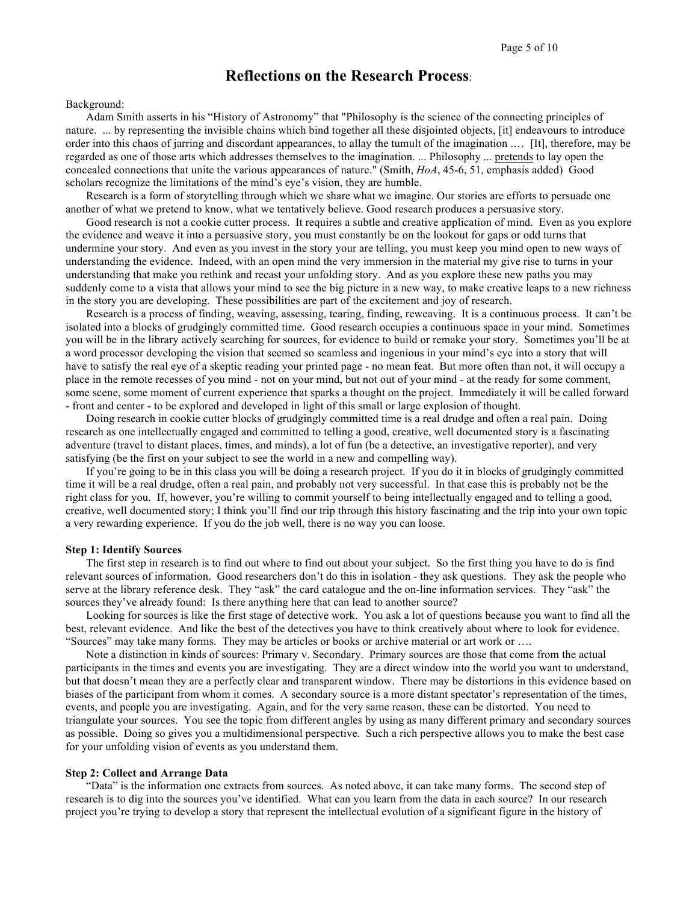## Reflections on the Research Process:

Background:

Adam Smith asserts in his "History of Astronomy" that "Philosophy is the science of the connecting principles of nature. ... by representing the invisible chains which bind together all these disjointed objects, [it] endeavours to introduce order into this chaos of jarring and discordant appearances, to allay the tumult of the imagination .... [It], therefore, may be regarded as one of those arts which addresses themselves to the imagination. ... Philosophy ... pretends to lay open the concealed connections that unite the various appearances of nature." (Smith, *HoA*, 45-6, 51, emphasis added) Good scholars recognize the limitations of the mind's eye's vision, they are humble.

Research is a form of storytelling through which we share what we imagine. Our stories are efforts to persuade one another of what we pretend to know, what we tentatively believe. Good research produces a persuasive story.

Good research is not a cookie cutter process. It requires a subtle and creative application of mind. Even as you explore the evidence and weave it into a persuasive story, you must constantly be on the lookout for gaps or odd turns that undermine your story. And even as you invest in the story your are telling, you must keep you mind open to new ways of understanding the evidence. Indeed, with an open mind the very immersion in the material my give rise to turns in your understanding that make you rethink and recast your unfolding story. And as you explore these new paths you may suddenly come to a vista that allows your mind to see the big picture in a new way, to make creative leaps to a new richness in the story you are developing. These possibilities are part of the excitement and joy of research.

Research is a process of finding, weaving, assessing, tearing, finding, reweaving. It is a continuous process. It can't be isolated into a blocks of grudgingly committed time. Good research occupies a continuous space in your mind. Sometimes you will be in the library actively searching for sources, for evidence to build or remake your story. Sometimes you'll be at a word processor developing the vision that seemed so seamless and ingenious in your mind's eye into a story that will have to satisfy the real eye of a skeptic reading your printed page - no mean feat. But more often than not, it will occupy a place in the remote recesses of you mind - not on your mind, but not out of your mind - at the ready for some comment, some scene, some moment of current experience that sparks a thought on the project. Immediately it will be called forward - front and center - to be explored and developed in light of this small or large explosion of thought.

Doing research in cookie cutter blocks of grudgingly committed time is a real drudge and often a real pain. Doing research as one intellectually engaged and committed to telling a good, creative, well documented story is a fascinating adventure (travel to distant places, times, and minds), a lot of fun (be a detective, an investigative reporter), and very satisfying (be the first on your subject to see the world in a new and compelling way).

If you're going to be in this class you will be doing a research project. If you do it in blocks of grudgingly committed time it will be a real drudge, often a real pain, and probably not very successful. In that case this is probably not be the right class for you. If, however, you're willing to commit yourself to being intellectually engaged and to telling a good, creative, well documented story; I think you'll find our trip through this history fascinating and the trip into your own topic a very rewarding experience. If you do the job well, there is no way you can loose.

**Step 1: Identify Sources**

The first step in research is to find out where to find out about your subject. So the first thing you have to do is find relevant sources of information. Good researchers don't do this in isolation - they ask questions. They ask the people who serve at the library reference desk. They "ask" the card catalogue and the on-line information services. They "ask" the sources they've already found: Is there anything here that can lead to another source?

Looking for sources is like the first stage of detective work. You ask a lot of questions because you want to find all the best, relevant evidence. And like the best of the detectives you have to think creatively about where to look for evidence. "Sources" may take many forms. They may be articles or books or archive material or art work or ....

Note a distinction in kinds of sources: Primary v. Secondary. Primary sources are those that come from the actual participants in the times and events you are investigating. They are a direct window into the world you want to understand, but that doesn't mean they are a perfectly clear and transparent window. There may be distortions in this evidence based on biases of the participant from whom it comes. A secondary source is a more distant spectator's representation of the times, events, and people you are investigating. Again, and for the very same reason, these can be distorted. You need to triangulate your sources. You see the topic from different angles by using as many different primary and secondary sources as possible. Doing so gives you a multidimensional perspective. Such a rich perspective allows you to make the best case for your unfolding vision of events as you understand them.

**Step 2: Collect and Arrange Data**

"Data" is the information one extracts from sources. As noted above, it can take many forms. The second step of research is to dig into the sources you've identified. What can you learn from the data in each source? In our research project you're trying to develop a story that represent the intellectual evolution of a significant figure in the history of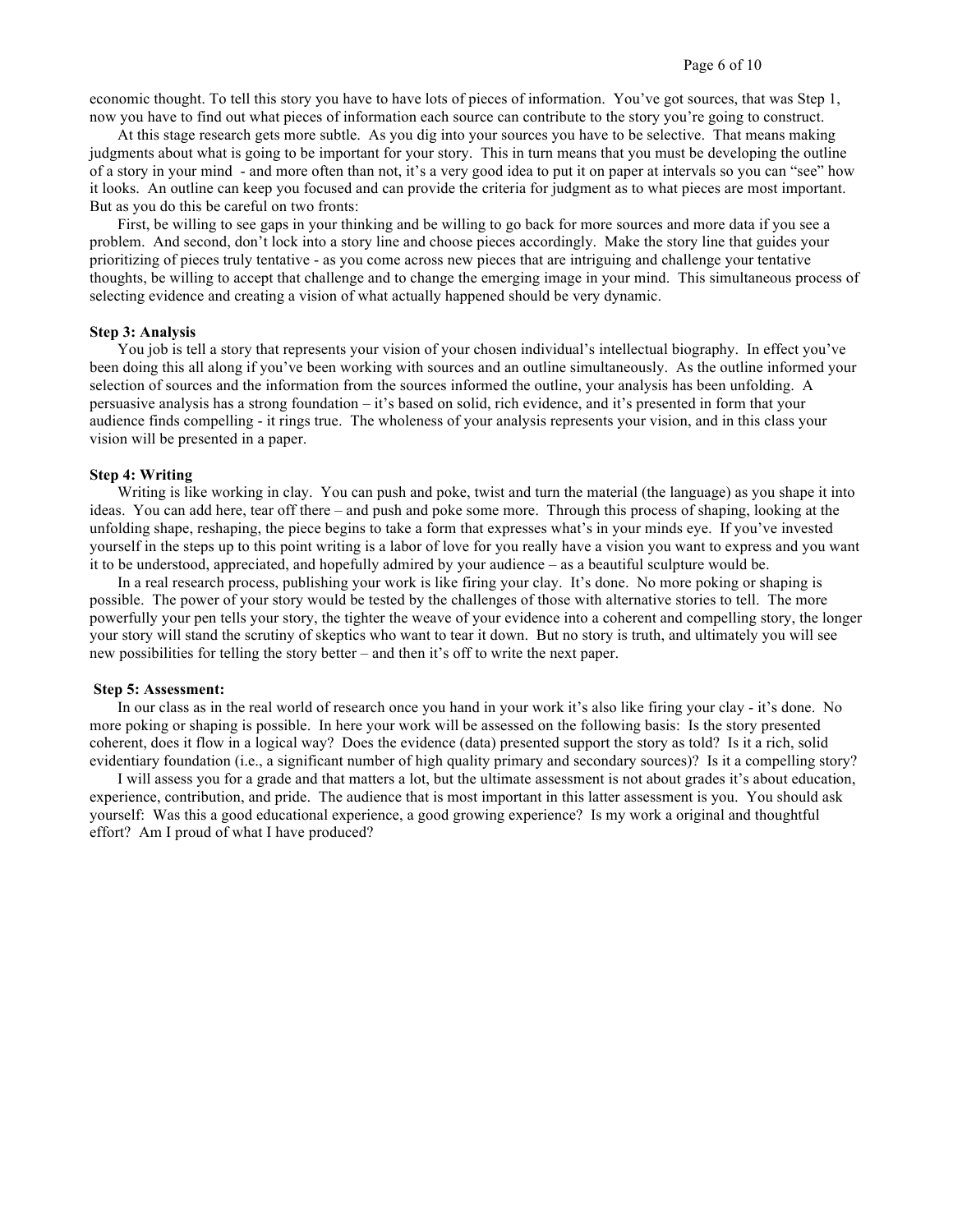economic thought. To tell this story you have to have lots of pieces of information. You've got sources, that was Step 1, now you have to find out what pieces of information each source can contribute to the story you're going to construct.

At this stage research gets more subtle. As you dig into your sources you have to be selective. That means making judgments about what is going to be important for your story. This in turn means that you must be developing the outline of a story in your mind - and more often than not, it's a very good idea to put it on paper at intervals so you can "see" how it looks. An outline can keep you focused and can provide the criteria for judgment as to what pieces are most important. But as you do this be careful on two fronts:

First, be willing to see gaps in your thinking and be willing to go back for more sources and more data if you see a problem. And second, don't lock into a story line and choose pieces accordingly. Make the story line that guides your prioritizing of pieces truly tentative - as you come across new pieces that are intriguing and challenge your tentative thoughts, be willing to accept that challenge and to change the emerging image in your mind. This simultaneous process of selecting evidence and creating a vision of what actually happened should be very dynamic.

**Step 3: Analysis**

You job is tell a story that represents your vision of your chosen individual's intellectual biography. In effect you've been doing this all along if you've been working with sources and an outline simultaneously. As the outline informed your selection of sources and the information from the sources informed the outline, your analysis has been unfolding. A persuasive analysis has a strong foundation – it's based on solid, rich evidence, and it's presented in form that your audience finds compelling - it rings true. The wholeness of your analysis represents your vision, and in this class your vision will be presented in a paper.

**Step 4: Writing**

Writing is like working in clay. You can push and poke, twist and turn the material (the language) as you shape it into ideas. You can add here, tear off there – and push and poke some more. Through this process of shaping, looking at the unfolding shape, reshaping, the piece begins to take a form that expresses what's in your minds eye. If you've invested yourself in the steps up to this point writing is a labor of love for you really have a vision you want to express and you want it to be understood, appreciated, and hopefully admired by your audience – as a beautiful sculpture would be.

In a real research process, publishing your work is like firing your clay. It's done. No more poking or shaping is possible. The power of your story would be tested by the challenges of those with alternative stories to tell. The more powerfully your pen tells your story, the tighter the weave of your evidence into a coherent and compelling story, the longer your story will stand the scrutiny of skeptics who want to tear it down. But no story is truth, and ultimately you will see new possibilities for telling the story better – and then it's off to write the next paper.

**Step 5: Assessment:**

In our class as in the real world of research once you hand in your work it's also like firing your clay - it's done. No more poking or shaping is possible. In here your work will be assessed on the following basis: Is the story presented coherent, does it flow in a logical way? Does the evidence (data) presented support the story as told? Is it a rich, solid evidentiary foundation (i.e., a significant number of high quality primary and secondary sources)? Is it a compelling story?

I will assess you for a grade and that matters a lot, but the ultimate assessment is not about grades it's about education, experience, contribution, and pride. The audience that is most important in this latter assessment is you. You should ask yourself: Was this a good educational experience, a good growing experience? Is my work a original and thoughtful effort? Am I proud of what I have produced?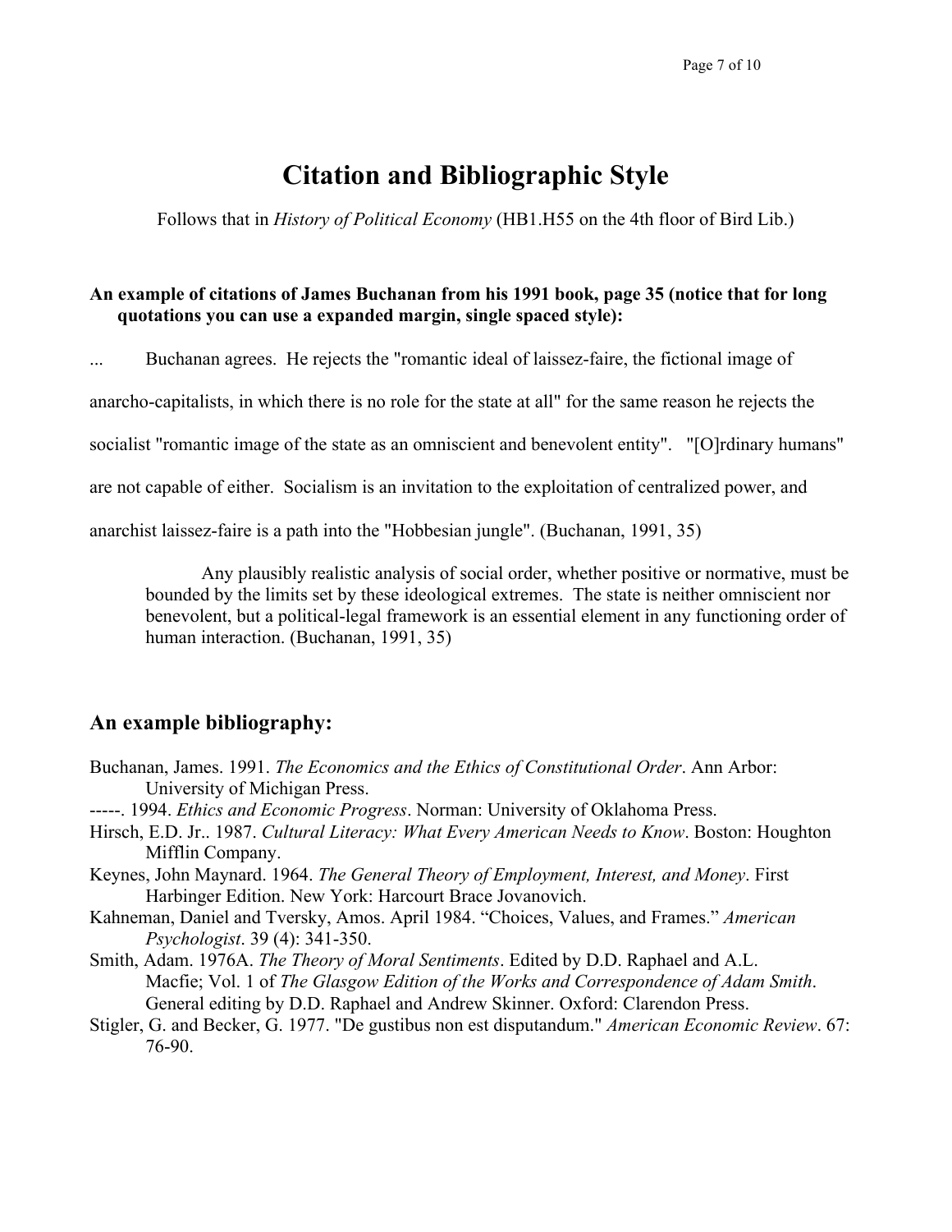# Citation and Bibliographic Style

Follows that in *History of Political Economy* (HB1.H55 on the 4th floor of Bird Lib.)

**An example of citations of James Buchanan from his 1991 book, page 35 (notice that for long quotations you can use a expanded margin, single spaced style):**

... Buchanan agrees. He rejects the "romantic ideal of laissez-faire, the fictional image of anarcho-capitalists, in which there is no role for the state at all" for the same reason he rejects the socialist "romantic image of the state as an omniscient and benevolent entity". "[O]rdinary humans" are not capable of either. Socialism is an invitation to the exploitation of centralized power, and anarchist laissez-faire is a path into the "Hobbesian jungle". (Buchanan, 1991, 35)

> Any plausibly realistic analysis of social order, whether positive or normative, must be bounded by the limits set by these ideological extremes. The state is neither omniscient nor benevolent, but a political-legal framework is an essential element in any functioning order of human interaction. (Buchanan, 1991, 35)

## An example bibliography:

Buchanan, James. 1991. *The Economics and the Ethics of Constitutional Order*. Ann Arbor: University of Michigan Press.

-----. 1994. *Ethics and Economic Progress*. Norman: University of Oklahoma Press.

Hirsch, E.D. Jr.. 1987. *Cultural Literacy: What Every American Needs to Know*. Boston: Houghton Mifflin Company.

Keynes, John Maynard. 1964. *The General Theory of Employment, Interest, and Money*. First Harbinger Edition. New York: Harcourt Brace Jovanovich.

Kahneman, Daniel and Tversky, Amos. April 1984. "Choices, Values, and Frames." *American Psychologist*. 39 (4): 341-350.

Smith, Adam. 1976A. *The Theory of Moral Sentiments*. Edited by D.D. Raphael and A.L. Macfie; Vol. 1 of *The Glasgow Edition of the Works and Correspondence of Adam Smith*. General editing by D.D. Raphael and Andrew Skinner. Oxford: Clarendon Press.

Stigler, G. and Becker, G. 1977. "De gustibus non est disputandum." *American Economic Review*. 67: 76-90.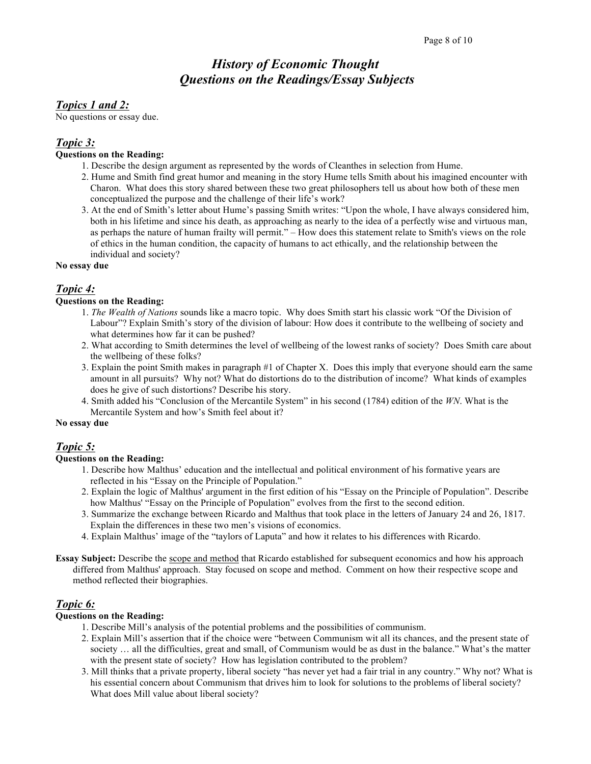# *History of Economic Thought*
# *Questions on the Readings/Essay Subjects*

## *Topics 1 and 2:*

No questions or essay due.

## *Topic 3:*

**Questions on the Reading:**

1. Describe the design argument as represented by the words of Cleanthes in selection from Hume.
2. Hume and Smith find great humor and meaning in the story Hume tells Smith about his imagined encounter with Charon. What does this story shared between these two great philosophers tell us about how both of these men conceptualized the purpose and the challenge of their life's work?
3. At the end of Smith's letter about Hume's passing Smith writes: "Upon the whole, I have always considered him, both in his lifetime and since his death, as approaching as nearly to the idea of a perfectly wise and virtuous man, as perhaps the nature of human frailty will permit." – How does this statement relate to Smith's views on the role of ethics in the human condition, the capacity of humans to act ethically, and the relationship between the individual and society?

**No essay due**

## *Topic 4:*

**Questions on the Reading:**

1. *The Wealth of Nations* sounds like a macro topic. Why does Smith start his classic work "Of the Division of Labour"? Explain Smith's story of the division of labour: How does it contribute to the wellbeing of society and what determines how far it can be pushed?
2. What according to Smith determines the level of wellbeing of the lowest ranks of society? Does Smith care about the wellbeing of these folks?
3. Explain the point Smith makes in paragraph #1 of Chapter X. Does this imply that everyone should earn the same amount in all pursuits? Why not? What do distortions do to the distribution of income? What kinds of examples does he give of such distortions? Describe his story.
4. Smith added his "Conclusion of the Mercantile System" in his second (1784) edition of the *WN*. What is the Mercantile System and how's Smith feel about it?

**No essay due**

## *Topic 5:*

**Questions on the Reading:**

1. Describe how Malthus' education and the intellectual and political environment of his formative years are reflected in his "Essay on the Principle of Population."
2. Explain the logic of Malthus' argument in the first edition of his "Essay on the Principle of Population". Describe how Malthus' "Essay on the Principle of Population" evolves from the first to the second edition.
3. Summarize the exchange between Ricardo and Malthus that took place in the letters of January 24 and 26, 1817. Explain the differences in these two men's visions of economics.
4. Explain Malthus' image of the "taylors of Laputa" and how it relates to his differences with Ricardo.

**Essay Subject:** Describe the <u>scope and method</u> that Ricardo established for subsequent economics and how his approach differed from Malthus' approach. Stay focused on scope and method. Comment on how their respective scope and method reflected their biographies.

## *Topic 6:*

**Questions on the Reading:**

1. Describe Mill's analysis of the potential problems and the possibilities of communism.
2. Explain Mill's assertion that if the choice were "between Communism wit all its chances, and the present state of society … all the difficulties, great and small, of Communism would be as dust in the balance." What's the matter with the present state of society? How has legislation contributed to the problem?
3. Mill thinks that a private property, liberal society "has never yet had a fair trial in any country." Why not? What is his essential concern about Communism that drives him to look for solutions to the problems of liberal society? What does Mill value about liberal society?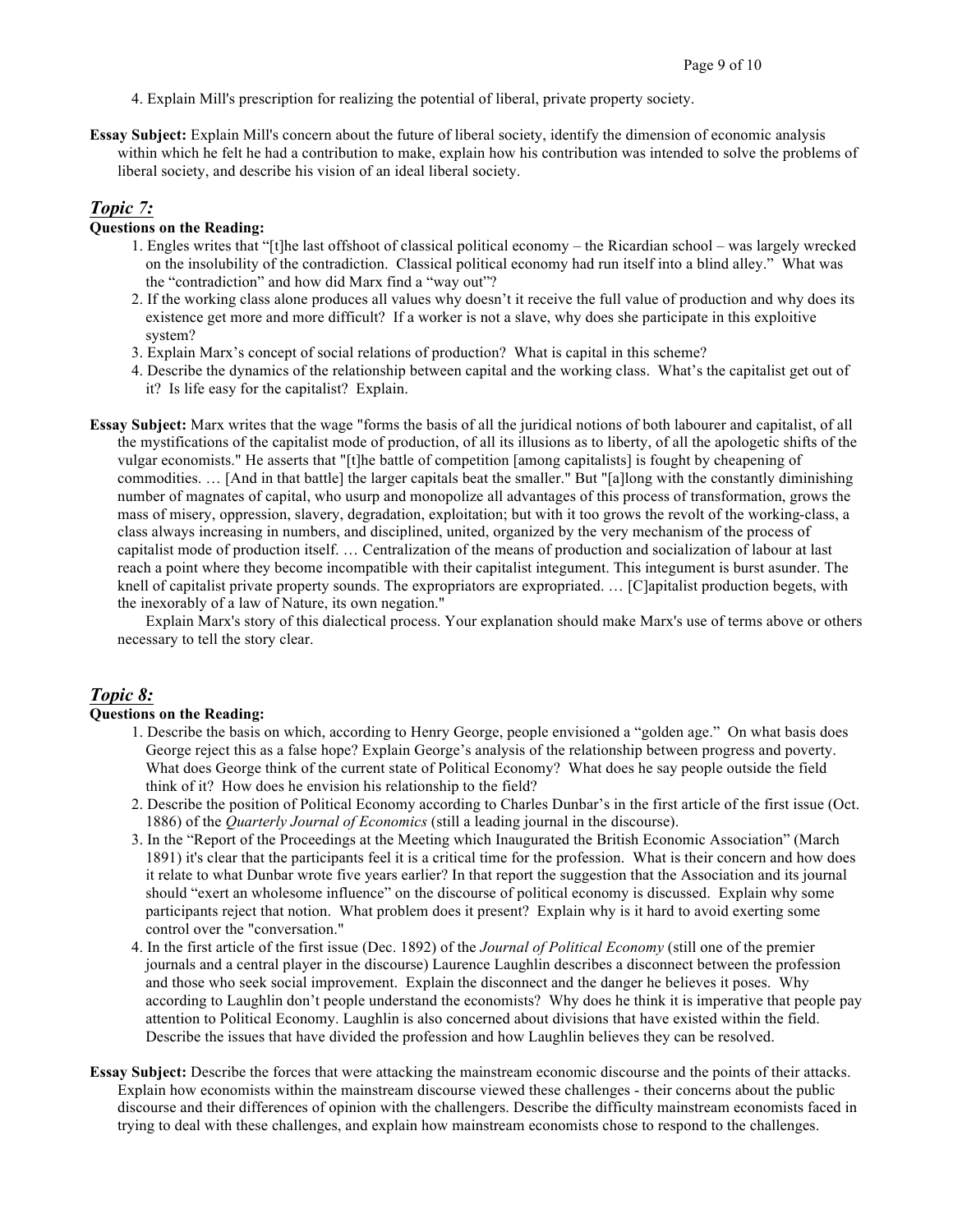4. Explain Mill's prescription for realizing the potential of liberal, private property society.

**Essay Subject:** Explain Mill's concern about the future of liberal society, identify the dimension of economic analysis within which he felt he had a contribution to make, explain how his contribution was intended to solve the problems of liberal society, and describe his vision of an ideal liberal society.

## *Topic 7:*

**Questions on the Reading:**

1. Engles writes that "[t]he last offshoot of classical political economy – the Ricardian school – was largely wrecked on the insolubility of the contradiction. Classical political economy had run itself into a blind alley." What was the "contradiction" and how did Marx find a "way out"?
2. If the working class alone produces all values why doesn't it receive the full value of production and why does its existence get more and more difficult? If a worker is not a slave, why does she participate in this exploitive system?
3. Explain Marx's concept of social relations of production? What is capital in this scheme?
4. Describe the dynamics of the relationship between capital and the working class. What's the capitalist get out of it? Is life easy for the capitalist? Explain.

**Essay Subject:** Marx writes that the wage "forms the basis of all the juridical notions of both labourer and capitalist, of all the mystifications of the capitalist mode of production, of all its illusions as to liberty, of all the apologetic shifts of the vulgar economists." He asserts that "[t]he battle of competition [among capitalists] is fought by cheapening of commodities. … [And in that battle] the larger capitals beat the smaller." But "[a]long with the constantly diminishing number of magnates of capital, who usurp and monopolize all advantages of this process of transformation, grows the mass of misery, oppression, slavery, degradation, exploitation; but with it too grows the revolt of the working-class, a class always increasing in numbers, and disciplined, united, organized by the very mechanism of the process of capitalist mode of production itself. … Centralization of the means of production and socialization of labour at last reach a point where they become incompatible with their capitalist integument. This integument is burst asunder. The knell of capitalist private property sounds. The expropriators are expropriated. … [C]apitalist production begets, with the inexorably of a law of Nature, its own negation."

Explain Marx's story of this dialectical process. Your explanation should make Marx's use of terms above or others necessary to tell the story clear.

## *Topic 8:*

**Questions on the Reading:**

1. Describe the basis on which, according to Henry George, people envisioned a "golden age." On what basis does George reject this as a false hope? Explain George's analysis of the relationship between progress and poverty. What does George think of the current state of Political Economy? What does he say people outside the field think of it? How does he envision his relationship to the field?
2. Describe the position of Political Economy according to Charles Dunbar's in the first article of the first issue (Oct. 1886) of the *Quarterly Journal of Economics* (still a leading journal in the discourse).
3. In the "Report of the Proceedings at the Meeting which Inaugurated the British Economic Association" (March 1891) it's clear that the participants feel it is a critical time for the profession. What is their concern and how does it relate to what Dunbar wrote five years earlier? In that report the suggestion that the Association and its journal should "exert an wholesome influence" on the discourse of political economy is discussed. Explain why some participants reject that notion. What problem does it present? Explain why is it hard to avoid exerting some control over the "conversation."
4. In the first article of the first issue (Dec. 1892) of the *Journal of Political Economy* (still one of the premier journals and a central player in the discourse) Laurence Laughlin describes a disconnect between the profession and those who seek social improvement. Explain the disconnect and the danger he believes it poses. Why according to Laughlin don't people understand the economists? Why does he think it is imperative that people pay attention to Political Economy. Laughlin is also concerned about divisions that have existed within the field. Describe the issues that have divided the profession and how Laughlin believes they can be resolved.

**Essay Subject:** Describe the forces that were attacking the mainstream economic discourse and the points of their attacks. Explain how economists within the mainstream discourse viewed these challenges - their concerns about the public discourse and their differences of opinion with the challengers. Describe the difficulty mainstream economists faced in trying to deal with these challenges, and explain how mainstream economists chose to respond to the challenges.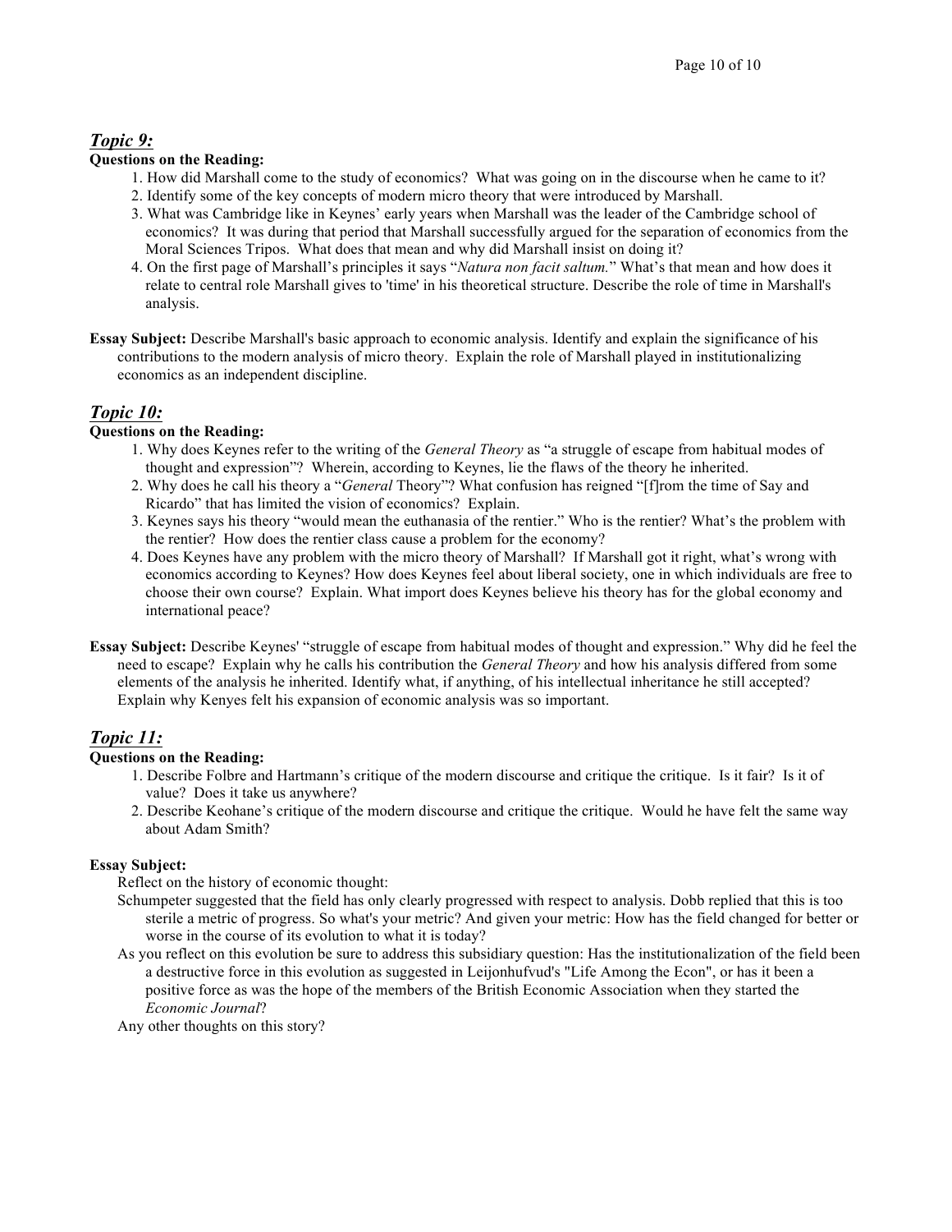## *Topic 9:*

**Questions on the Reading:**

1. How did Marshall come to the study of economics? What was going on in the discourse when he came to it?
2. Identify some of the key concepts of modern micro theory that were introduced by Marshall.
3. What was Cambridge like in Keynes' early years when Marshall was the leader of the Cambridge school of economics? It was during that period that Marshall successfully argued for the separation of economics from the Moral Sciences Tripos. What does that mean and why did Marshall insist on doing it?
4. On the first page of Marshall's principles it says "*Natura non facit saltum.*" What's that mean and how does it relate to central role Marshall gives to 'time' in his theoretical structure. Describe the role of time in Marshall's analysis.

**Essay Subject:** Describe Marshall's basic approach to economic analysis. Identify and explain the significance of his contributions to the modern analysis of micro theory. Explain the role of Marshall played in institutionalizing economics as an independent discipline.

## *Topic 10:*

**Questions on the Reading:**

1. Why does Keynes refer to the writing of the *General Theory* as "a struggle of escape from habitual modes of thought and expression"? Wherein, according to Keynes, lie the flaws of the theory he inherited.
2. Why does he call his theory a "*General* Theory"? What confusion has reigned "[f]rom the time of Say and Ricardo" that has limited the vision of economics? Explain.
3. Keynes says his theory "would mean the euthanasia of the rentier." Who is the rentier? What's the problem with the rentier? How does the rentier class cause a problem for the economy?
4. Does Keynes have any problem with the micro theory of Marshall? If Marshall got it right, what's wrong with economics according to Keynes? How does Keynes feel about liberal society, one in which individuals are free to choose their own course? Explain. What import does Keynes believe his theory has for the global economy and international peace?

**Essay Subject:** Describe Keynes' "struggle of escape from habitual modes of thought and expression." Why did he feel the need to escape? Explain why he calls his contribution the *General Theory* and how his analysis differed from some elements of the analysis he inherited. Identify what, if anything, of his intellectual inheritance he still accepted? Explain why Kenyes felt his expansion of economic analysis was so important.

## *Topic 11:*

**Questions on the Reading:**

1. Describe Folbre and Hartmann's critique of the modern discourse and critique the critique. Is it fair? Is it of value? Does it take us anywhere?
2. Describe Keohane's critique of the modern discourse and critique the critique. Would he have felt the same way about Adam Smith?

**Essay Subject:**

Reflect on the history of economic thought:

Schumpeter suggested that the field has only clearly progressed with respect to analysis. Dobb replied that this is too sterile a metric of progress. So what's your metric? And given your metric: How has the field changed for better or worse in the course of its evolution to what it is today?

As you reflect on this evolution be sure to address this subsidiary question: Has the institutionalization of the field been a destructive force in this evolution as suggested in Leijonhufvud's "Life Among the Econ", or has it been a positive force as was the hope of the members of the British Economic Association when they started the *Economic Journal*?

Any other thoughts on this story?